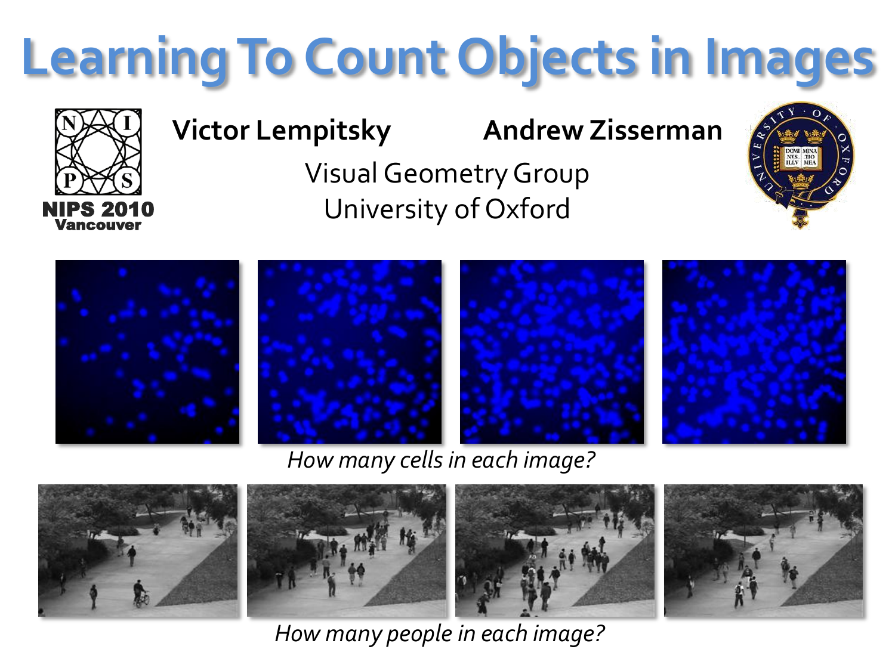# Learning To Count Objects in Images

NIPS 2010
Vancouver

**Victor Lempitsky** **Andrew Zisserman**

Visual Geometry Group
University of Oxford

*How many cells in each image?*

*How many people in each image?*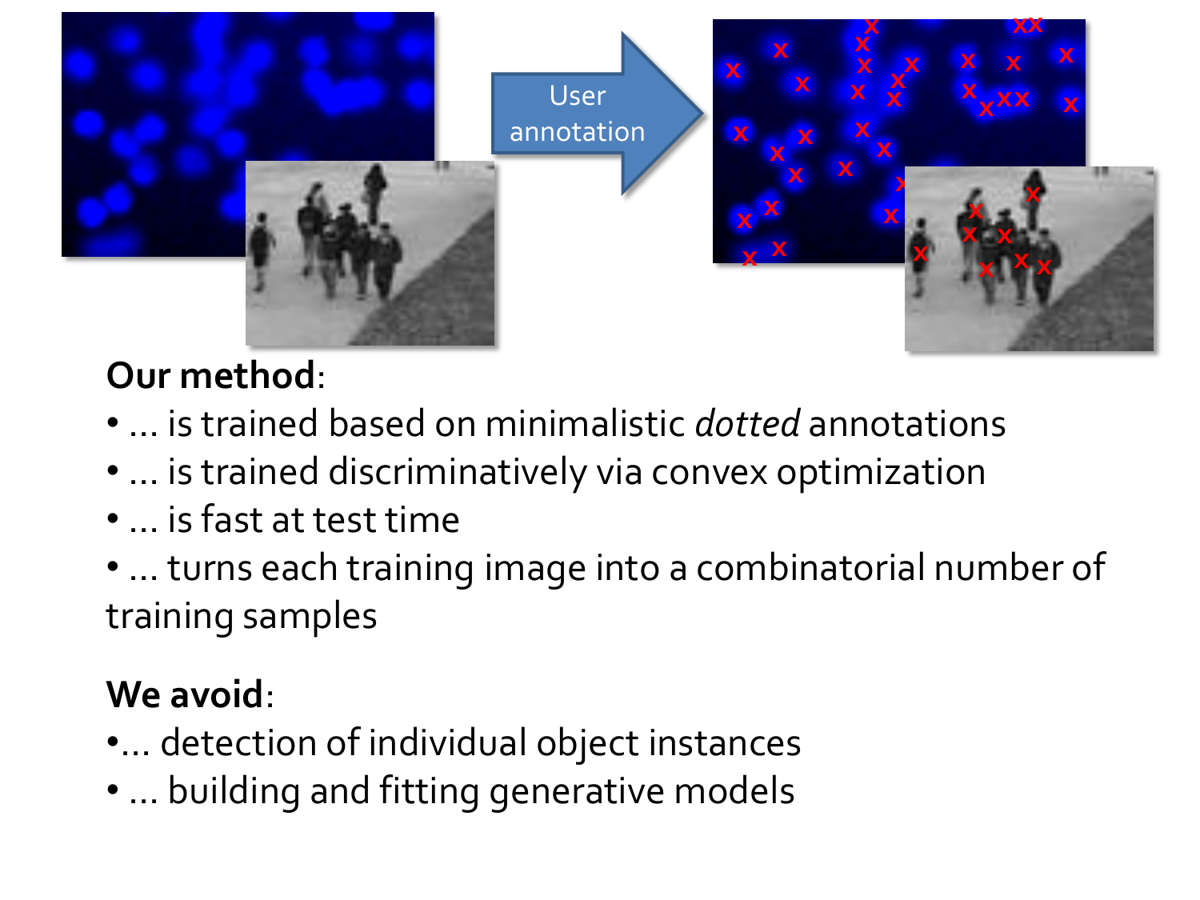**Our method**:

- … is trained based on minimalistic *dotted* annotations
- … is trained discriminatively via convex optimization
- … is fast at test time
- … turns each training image into a combinatorial number of training samples

**We avoid**:

- … detection of individual object instances
- … building and fitting generative models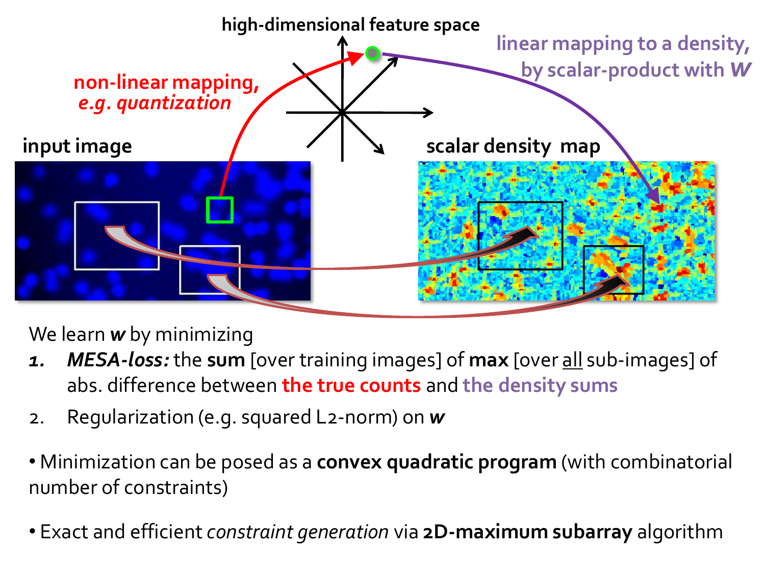high-dimensional feature space

non-linear mapping, *e.g. quantization*

linear mapping to a density, by scalar-product with ***w***

input image

scalar density map

We learn ***w*** by minimizing

1. ***MESA-loss:*** the **sum** [over training images] of **max** [over all sub-images] of abs. difference between **the true counts** and **the density sums**
2. Regularization (e.g. squared L2-norm) on ***w***

- Minimization can be posed as a **convex quadratic program** (with combinatorial number of constraints)

- Exact and efficient *constraint generation* via **2D-maximum subarray** algorithm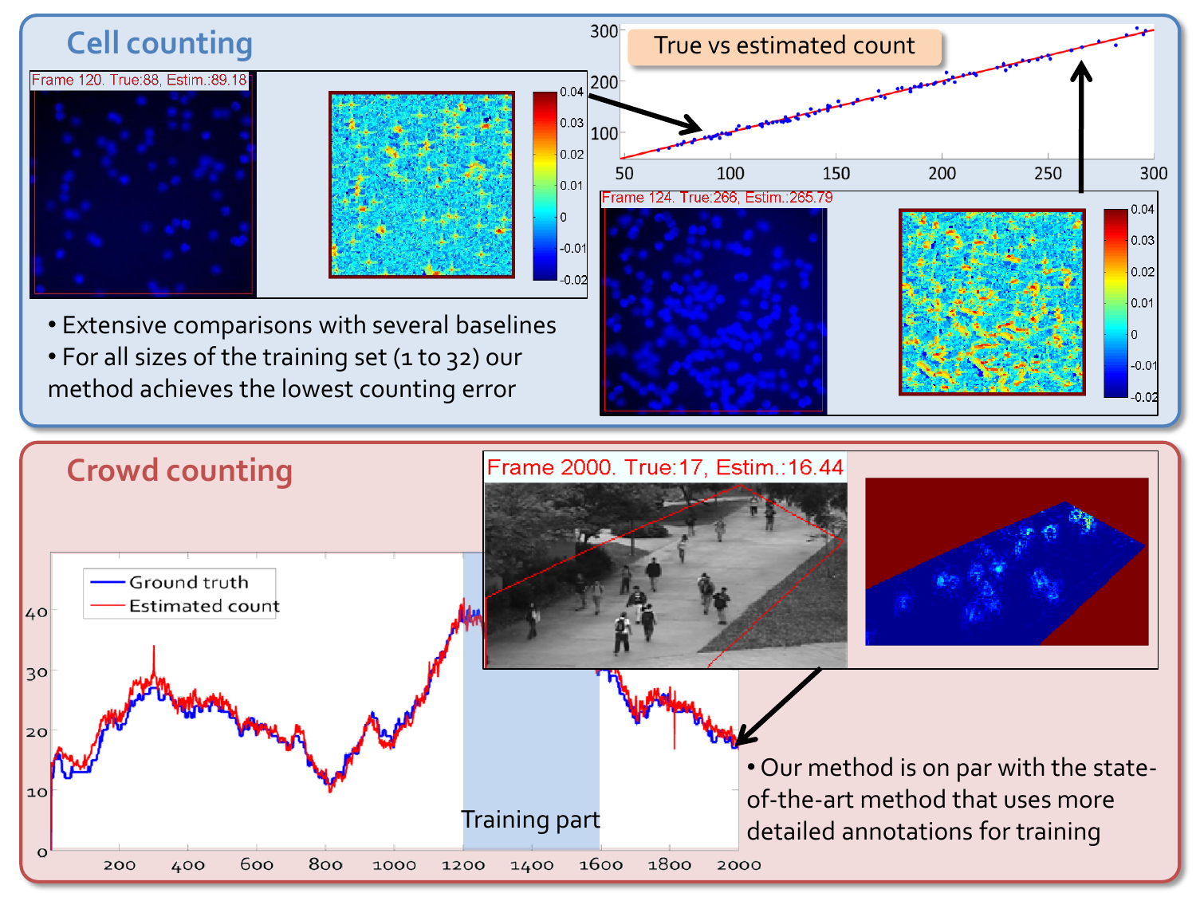## Cell counting

Frame 120. True:88, Estim.:89.18

0.04
0.03
0.02
0.01
0
-0.01
-0.02

True vs estimated count

300
200
100

50
100
150
200
250
300

Frame 124. True:266, Estim.:265.79

0.04
0.03
0.02
0.01
0
-0.01
-0.02

- Extensive comparisons with several baselines
- For all sizes of the training set (1 to 32) our method achieves the lowest counting error

## Crowd counting

Ground truth
Estimated count

40
30
20
10
0

200
400
600
800
1000
1200
1400
1600
1800
2000

Training part

Frame 2000. True:17, Estim.:16.44

- Our method is on par with the state-of-the-art method that uses more detailed annotations for training